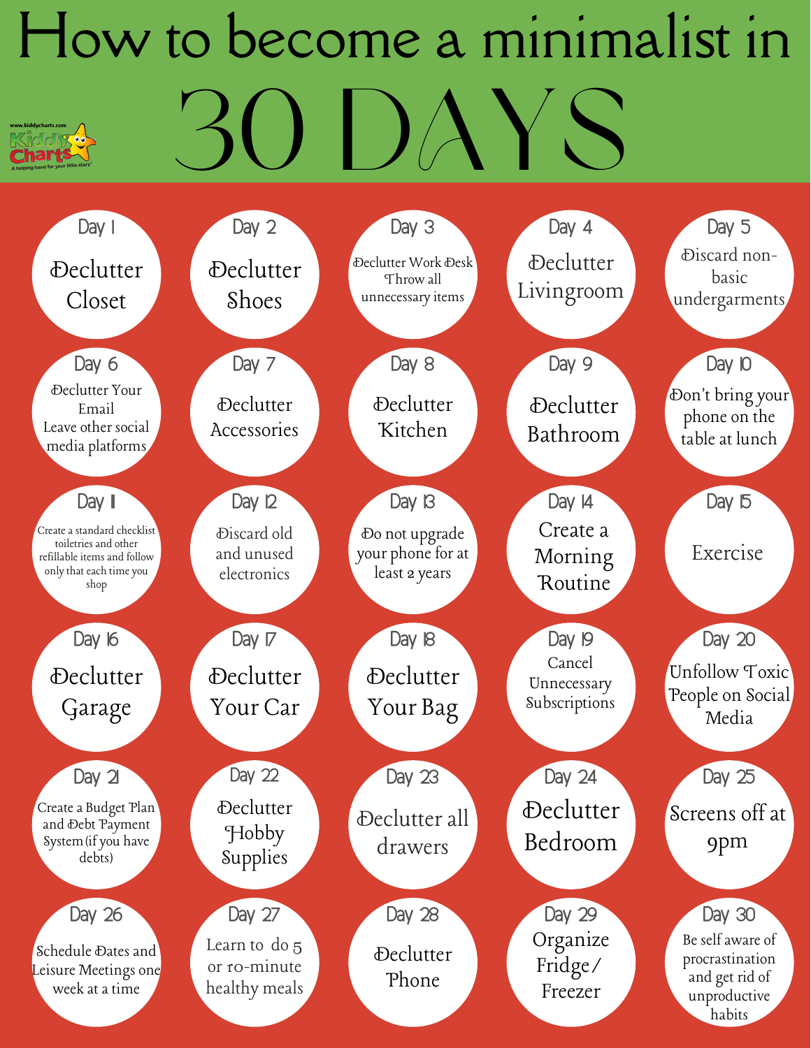# How to become a minimalist in 30 DAYS

www.kiddycharts.com
Kiddy Charts
A helping hand for your little stars

**Day 1**
Declutter Closet

**Day 2**
Declutter Shoes

**Day 3**
Declutter Work Desk
Throw all unnecessary items

**Day 4**
Declutter Livingroom

**Day 5**
Discard non-basic undergarments

**Day 6**
Declutter Your Email
Leave other social media platforms

**Day 7**
Declutter Accessories

**Day 8**
Declutter Kitchen

**Day 9**
Declutter Bathroom

**Day 10**
Don't bring your phone on the table at lunch

**Day 11**
Create a standard checklist toiletries and other refillable items and follow only that each time you shop

**Day 12**
Discard old and unused electronics

**Day 13**
Do not upgrade your phone for at least 2 years

**Day 14**
Create a Morning Routine

**Day 15**
Exercise

**Day 16**
Declutter Garage

**Day 17**
Declutter Your Car

**Day 18**
Declutter Your Bag

**Day 19**
Cancel Unnecessary Subscriptions

**Day 20**
Unfollow Toxic People on Social Media

**Day 21**
Create a Budget Plan and Debt Payment System (if you have debts)

**Day 22**
Declutter Hobby Supplies

**Day 23**
Declutter all drawers

**Day 24**
Declutter Bedroom

**Day 25**
Screens off at 9pm

**Day 26**
Schedule Dates and Leisure Meetings one week at a time

**Day 27**
Learn to do 5 or 10-minute healthy meals

**Day 28**
Declutter Phone

**Day 29**
Organize Fridge / Freezer

**Day 30**
Be self aware of procrastination and get rid of unproductive habits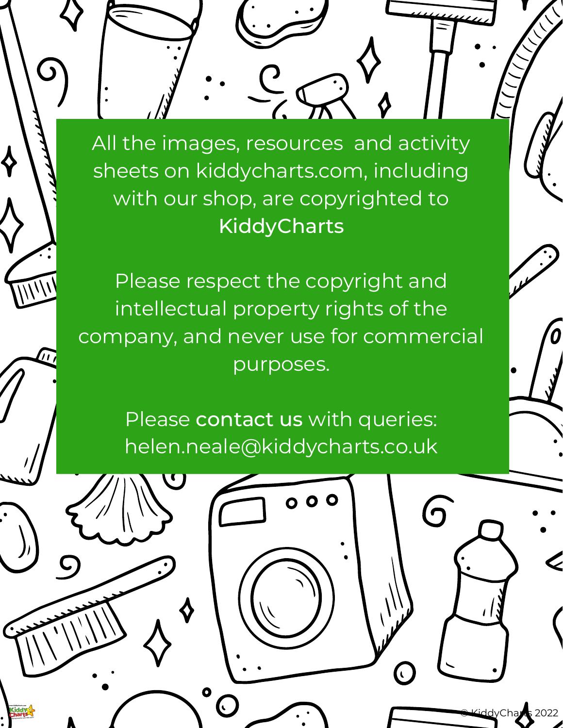All the images, resources and activity sheets on kiddycharts.com, including with our shop, are copyrighted to **KiddyCharts**

Please respect the copyright and intellectual property rights of the company, and never use for commercial purposes.

Please **contact us** with queries: helen.neale@kiddycharts.co.uk

© KiddyCharts 2022